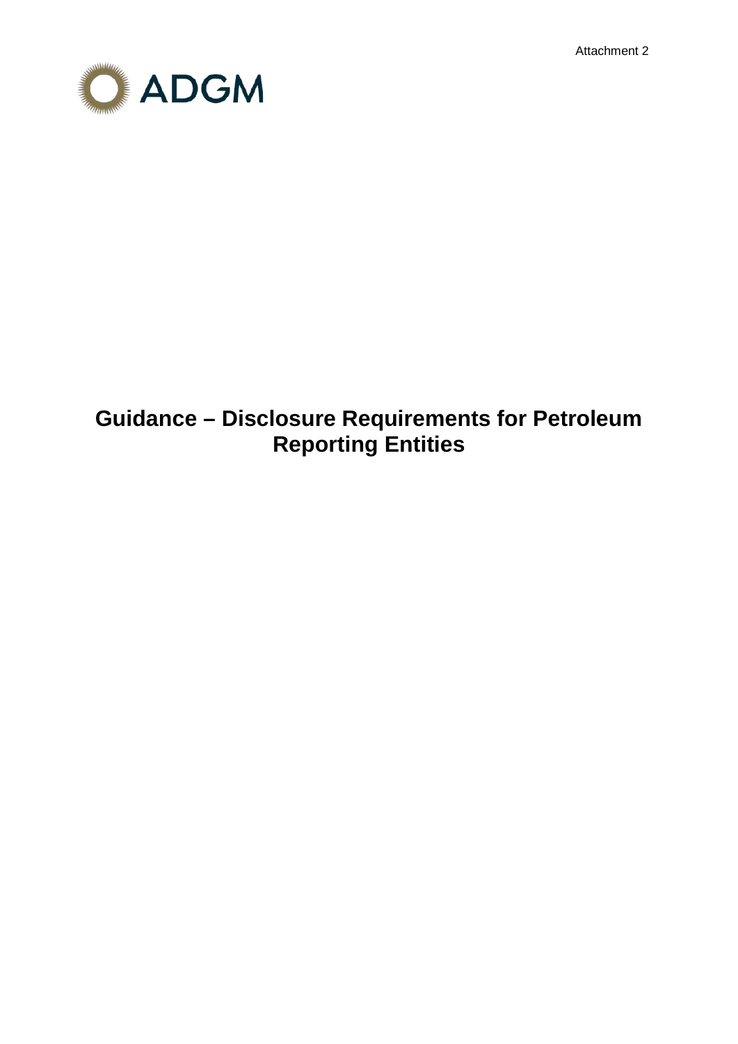Attachment 2

ADGM

# Guidance – Disclosure Requirements for Petroleum Reporting Entities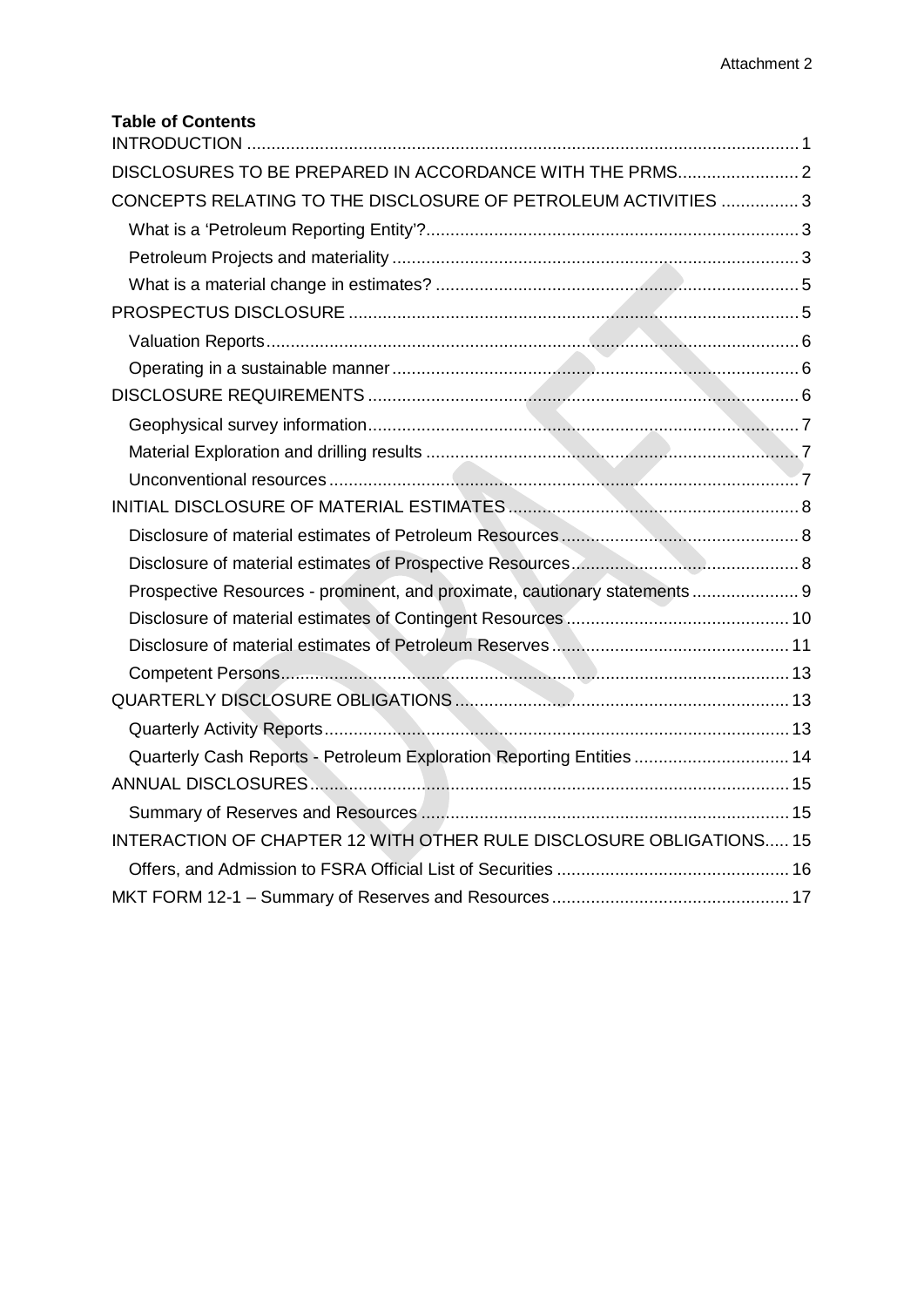**Table of Contents**

- INTRODUCTION .......... 1
- DISCLOSURES TO BE PREPARED IN ACCORDANCE WITH THE PRMS .......... 2
- CONCEPTS RELATING TO THE DISCLOSURE OF PETROLEUM ACTIVITIES .......... 3
  - What is a 'Petroleum Reporting Entity'? .......... 3
  - Petroleum Projects and materiality .......... 3
  - What is a material change in estimates? .......... 5
- PROSPECTUS DISCLOSURE .......... 5
  - Valuation Reports .......... 6
  - Operating in a sustainable manner .......... 6
- DISCLOSURE REQUIREMENTS .......... 6
  - Geophysical survey information .......... 7
  - Material Exploration and drilling results .......... 7
  - Unconventional resources .......... 7
- INITIAL DISCLOSURE OF MATERIAL ESTIMATES .......... 8
  - Disclosure of material estimates of Petroleum Resources .......... 8
  - Disclosure of material estimates of Prospective Resources .......... 8
  - Prospective Resources - prominent, and proximate, cautionary statements .......... 9
  - Disclosure of material estimates of Contingent Resources .......... 10
  - Disclosure of material estimates of Petroleum Reserves .......... 11
  - Competent Persons .......... 13
- QUARTERLY DISCLOSURE OBLIGATIONS .......... 13
  - Quarterly Activity Reports .......... 13
  - Quarterly Cash Reports - Petroleum Exploration Reporting Entities .......... 14
- ANNUAL DISCLOSURES .......... 15
  - Summary of Reserves and Resources .......... 15
- INTERACTION OF CHAPTER 12 WITH OTHER RULE DISCLOSURE OBLIGATIONS .......... 15
  - Offers, and Admission to FSRA Official List of Securities .......... 16
- MKT FORM 12-1 – Summary of Reserves and Resources .......... 17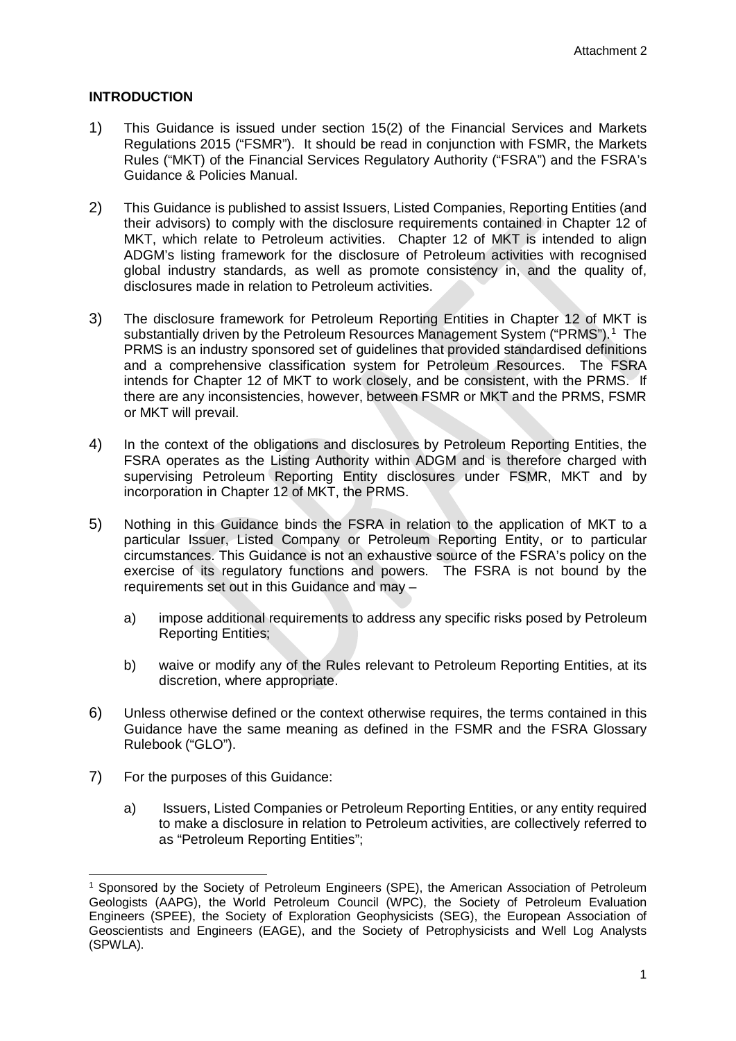Attachment 2

**INTRODUCTION**

1) This Guidance is issued under section 15(2) of the Financial Services and Markets Regulations 2015 ("FSMR"). It should be read in conjunction with FSMR, the Markets Rules ("MKT) of the Financial Services Regulatory Authority ("FSRA") and the FSRA's Guidance & Policies Manual.

2) This Guidance is published to assist Issuers, Listed Companies, Reporting Entities (and their advisors) to comply with the disclosure requirements contained in Chapter 12 of MKT, which relate to Petroleum activities. Chapter 12 of MKT is intended to align ADGM's listing framework for the disclosure of Petroleum activities with recognised global industry standards, as well as promote consistency in, and the quality of, disclosures made in relation to Petroleum activities.

3) The disclosure framework for Petroleum Reporting Entities in Chapter 12 of MKT is substantially driven by the Petroleum Resources Management System ("PRMS").[1] The PRMS is an industry sponsored set of guidelines that provided standardised definitions and a comprehensive classification system for Petroleum Resources. The FSRA intends for Chapter 12 of MKT to work closely, and be consistent, with the PRMS. If there are any inconsistencies, however, between FSMR or MKT and the PRMS, FSMR or MKT will prevail.

4) In the context of the obligations and disclosures by Petroleum Reporting Entities, the FSRA operates as the Listing Authority within ADGM and is therefore charged with supervising Petroleum Reporting Entity disclosures under FSMR, MKT and by incorporation in Chapter 12 of MKT, the PRMS.

5) Nothing in this Guidance binds the FSRA in relation to the application of MKT to a particular Issuer, Listed Company or Petroleum Reporting Entity, or to particular circumstances. This Guidance is not an exhaustive source of the FSRA's policy on the exercise of its regulatory functions and powers. The FSRA is not bound by the requirements set out in this Guidance and may –

   a) impose additional requirements to address any specific risks posed by Petroleum Reporting Entities;

   b) waive or modify any of the Rules relevant to Petroleum Reporting Entities, at its discretion, where appropriate.

6) Unless otherwise defined or the context otherwise requires, the terms contained in this Guidance have the same meaning as defined in the FSMR and the FSRA Glossary Rulebook ("GLO").

7) For the purposes of this Guidance:

   a) Issuers, Listed Companies or Petroleum Reporting Entities, or any entity required to make a disclosure in relation to Petroleum activities, are collectively referred to as "Petroleum Reporting Entities";

---

[1] Sponsored by the Society of Petroleum Engineers (SPE), the American Association of Petroleum Geologists (AAPG), the World Petroleum Council (WPC), the Society of Petroleum Evaluation Engineers (SPEE), the Society of Exploration Geophysicists (SEG), the European Association of Geoscientists and Engineers (EAGE), and the Society of Petrophysicists and Well Log Analysts (SPWLA).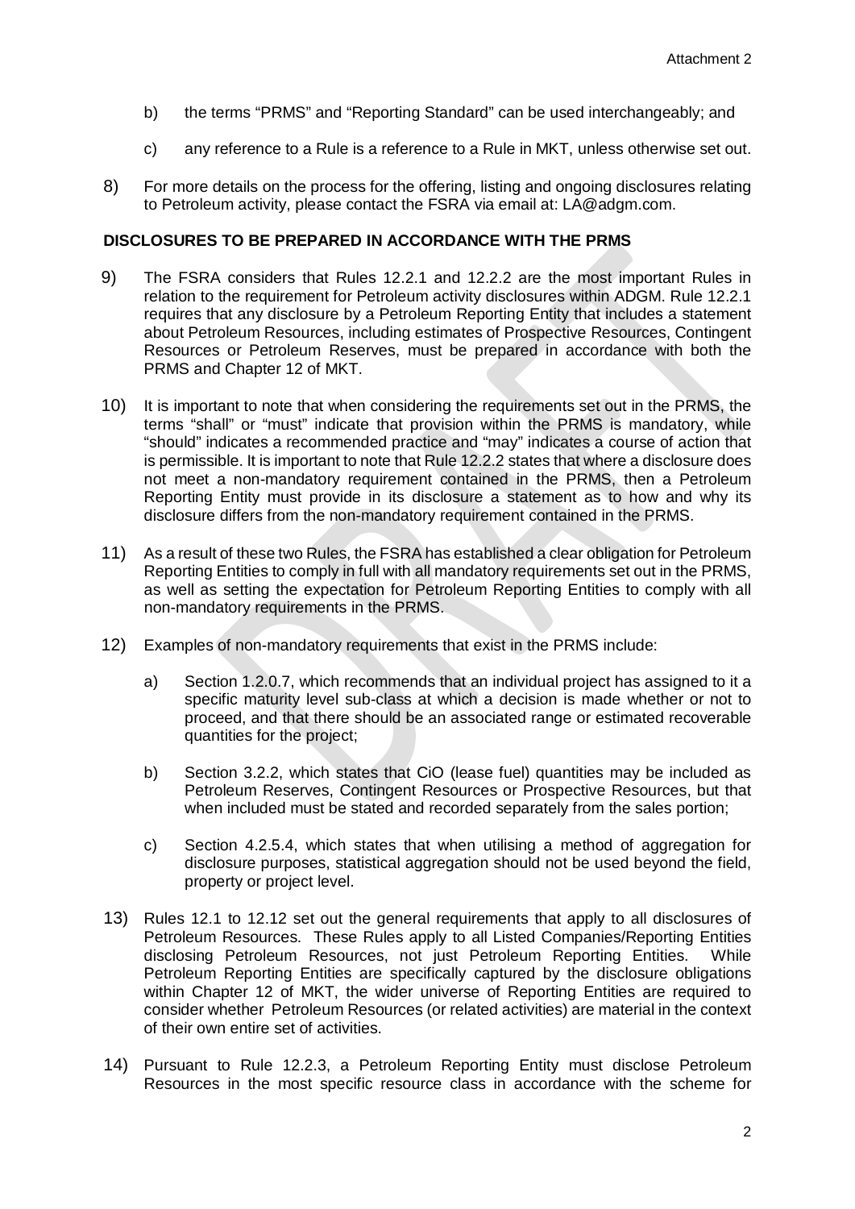b) the terms "PRMS" and "Reporting Standard" can be used interchangeably; and

c) any reference to a Rule is a reference to a Rule in MKT, unless otherwise set out.

8) For more details on the process for the offering, listing and ongoing disclosures relating to Petroleum activity, please contact the FSRA via email at: LA@adgm.com.

**DISCLOSURES TO BE PREPARED IN ACCORDANCE WITH THE PRMS**

9) The FSRA considers that Rules 12.2.1 and 12.2.2 are the most important Rules in relation to the requirement for Petroleum activity disclosures within ADGM. Rule 12.2.1 requires that any disclosure by a Petroleum Reporting Entity that includes a statement about Petroleum Resources, including estimates of Prospective Resources, Contingent Resources or Petroleum Reserves, must be prepared in accordance with both the PRMS and Chapter 12 of MKT.

10) It is important to note that when considering the requirements set out in the PRMS, the terms "shall" or "must" indicate that provision within the PRMS is mandatory, while "should" indicates a recommended practice and "may" indicates a course of action that is permissible. It is important to note that Rule 12.2.2 states that where a disclosure does not meet a non-mandatory requirement contained in the PRMS, then a Petroleum Reporting Entity must provide in its disclosure a statement as to how and why its disclosure differs from the non-mandatory requirement contained in the PRMS.

11) As a result of these two Rules, the FSRA has established a clear obligation for Petroleum Reporting Entities to comply in full with all mandatory requirements set out in the PRMS, as well as setting the expectation for Petroleum Reporting Entities to comply with all non-mandatory requirements in the PRMS.

12) Examples of non-mandatory requirements that exist in the PRMS include:

a) Section 1.2.0.7, which recommends that an individual project has assigned to it a specific maturity level sub-class at which a decision is made whether or not to proceed, and that there should be an associated range or estimated recoverable quantities for the project;

b) Section 3.2.2, which states that CiO (lease fuel) quantities may be included as Petroleum Reserves, Contingent Resources or Prospective Resources, but that when included must be stated and recorded separately from the sales portion;

c) Section 4.2.5.4, which states that when utilising a method of aggregation for disclosure purposes, statistical aggregation should not be used beyond the field, property or project level.

13) Rules 12.1 to 12.12 set out the general requirements that apply to all disclosures of Petroleum Resources. These Rules apply to all Listed Companies/Reporting Entities disclosing Petroleum Resources, not just Petroleum Reporting Entities. While Petroleum Reporting Entities are specifically captured by the disclosure obligations within Chapter 12 of MKT, the wider universe of Reporting Entities are required to consider whether Petroleum Resources (or related activities) are material in the context of their own entire set of activities.

14) Pursuant to Rule 12.2.3, a Petroleum Reporting Entity must disclose Petroleum Resources in the most specific resource class in accordance with the scheme for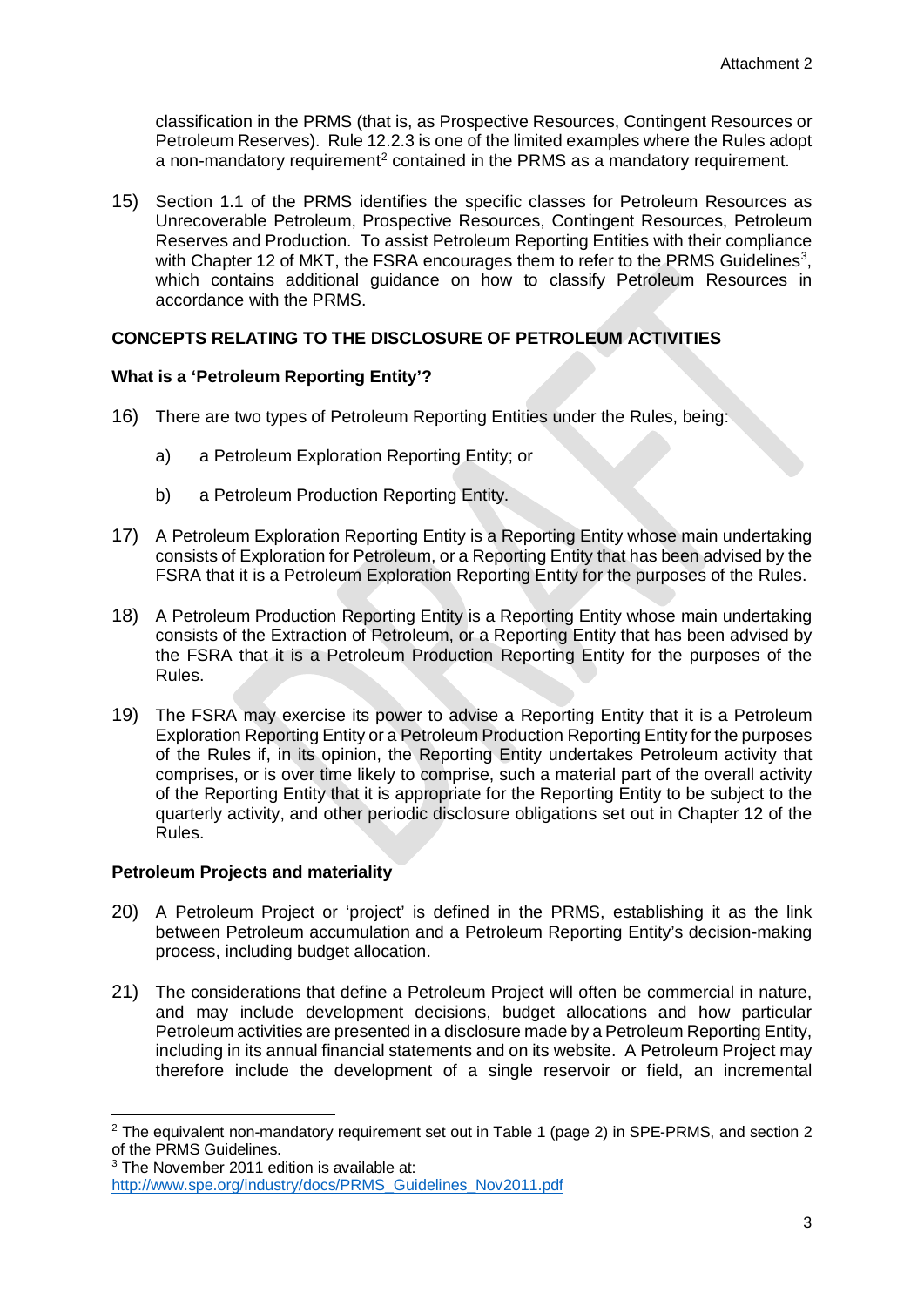classification in the PRMS (that is, as Prospective Resources, Contingent Resources or Petroleum Reserves). Rule 12.2.3 is one of the limited examples where the Rules adopt a non-mandatory requirement[2] contained in the PRMS as a mandatory requirement.

15) Section 1.1 of the PRMS identifies the specific classes for Petroleum Resources as Unrecoverable Petroleum, Prospective Resources, Contingent Resources, Petroleum Reserves and Production. To assist Petroleum Reporting Entities with their compliance with Chapter 12 of MKT, the FSRA encourages them to refer to the PRMS Guidelines[3], which contains additional guidance on how to classify Petroleum Resources in accordance with the PRMS.

## CONCEPTS RELATING TO THE DISCLOSURE OF PETROLEUM ACTIVITIES

### What is a 'Petroleum Reporting Entity'?

16) There are two types of Petroleum Reporting Entities under the Rules, being:

    a) a Petroleum Exploration Reporting Entity; or

    b) a Petroleum Production Reporting Entity.

17) A Petroleum Exploration Reporting Entity is a Reporting Entity whose main undertaking consists of Exploration for Petroleum, or a Reporting Entity that has been advised by the FSRA that it is a Petroleum Exploration Reporting Entity for the purposes of the Rules.

18) A Petroleum Production Reporting Entity is a Reporting Entity whose main undertaking consists of the Extraction of Petroleum, or a Reporting Entity that has been advised by the FSRA that it is a Petroleum Production Reporting Entity for the purposes of the Rules.

19) The FSRA may exercise its power to advise a Reporting Entity that it is a Petroleum Exploration Reporting Entity or a Petroleum Production Reporting Entity for the purposes of the Rules if, in its opinion, the Reporting Entity undertakes Petroleum activity that comprises, or is over time likely to comprise, such a material part of the overall activity of the Reporting Entity that it is appropriate for the Reporting Entity to be subject to the quarterly activity, and other periodic disclosure obligations set out in Chapter 12 of the Rules.

### Petroleum Projects and materiality

20) A Petroleum Project or 'project' is defined in the PRMS, establishing it as the link between Petroleum accumulation and a Petroleum Reporting Entity's decision-making process, including budget allocation.

21) The considerations that define a Petroleum Project will often be commercial in nature, and may include development decisions, budget allocations and how particular Petroleum activities are presented in a disclosure made by a Petroleum Reporting Entity, including in its annual financial statements and on its website. A Petroleum Project may therefore include the development of a single reservoir or field, an incremental

---

[2] The equivalent non-mandatory requirement set out in Table 1 (page 2) in SPE-PRMS, and section 2 of the PRMS Guidelines.

[3] The November 2011 edition is available at: http://www.spe.org/industry/docs/PRMS_Guidelines_Nov2011.pdf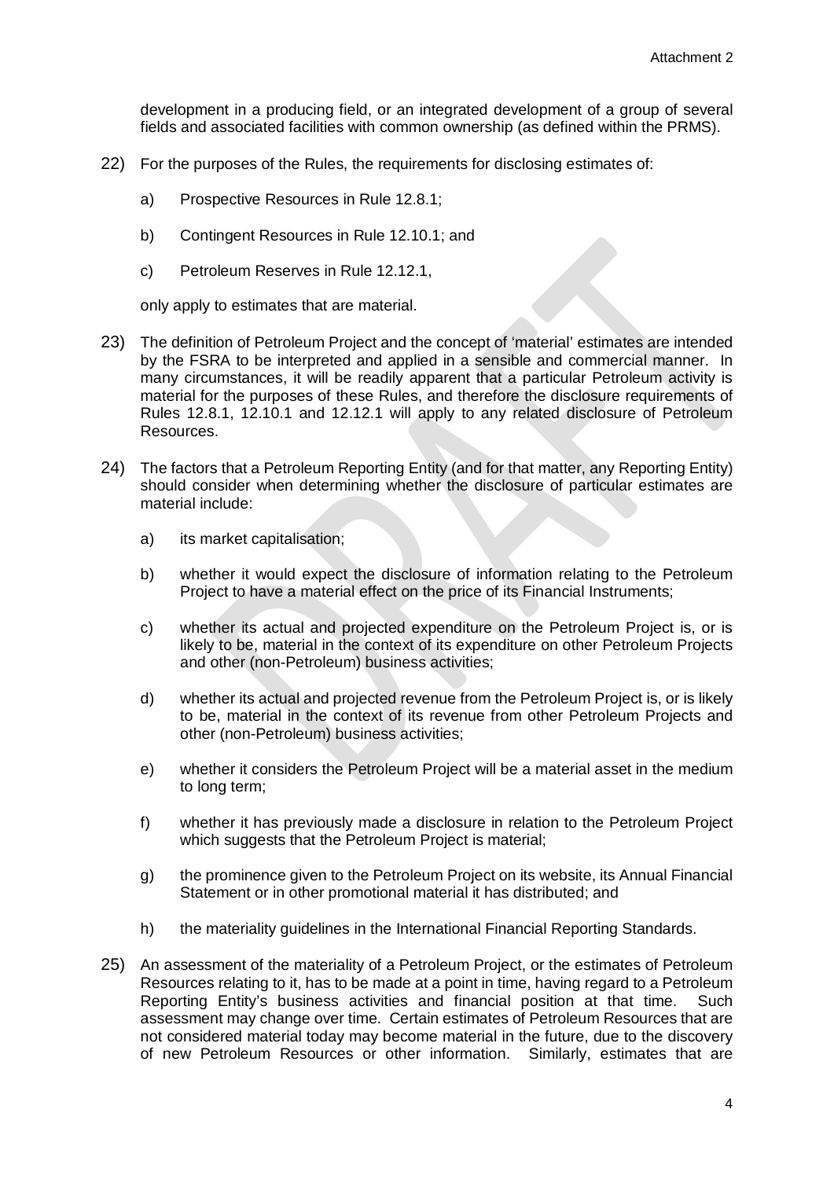development in a producing field, or an integrated development of a group of several fields and associated facilities with common ownership (as defined within the PRMS).

22) For the purposes of the Rules, the requirements for disclosing estimates of:

   a) Prospective Resources in Rule 12.8.1;

   b) Contingent Resources in Rule 12.10.1; and

   c) Petroleum Reserves in Rule 12.12.1,

   only apply to estimates that are material.

23) The definition of Petroleum Project and the concept of 'material' estimates are intended by the FSRA to be interpreted and applied in a sensible and commercial manner. In many circumstances, it will be readily apparent that a particular Petroleum activity is material for the purposes of these Rules, and therefore the disclosure requirements of Rules 12.8.1, 12.10.1 and 12.12.1 will apply to any related disclosure of Petroleum Resources.

24) The factors that a Petroleum Reporting Entity (and for that matter, any Reporting Entity) should consider when determining whether the disclosure of particular estimates are material include:

   a) its market capitalisation;

   b) whether it would expect the disclosure of information relating to the Petroleum Project to have a material effect on the price of its Financial Instruments;

   c) whether its actual and projected expenditure on the Petroleum Project is, or is likely to be, material in the context of its expenditure on other Petroleum Projects and other (non-Petroleum) business activities;

   d) whether its actual and projected revenue from the Petroleum Project is, or is likely to be, material in the context of its revenue from other Petroleum Projects and other (non-Petroleum) business activities;

   e) whether it considers the Petroleum Project will be a material asset in the medium to long term;

   f) whether it has previously made a disclosure in relation to the Petroleum Project which suggests that the Petroleum Project is material;

   g) the prominence given to the Petroleum Project on its website, its Annual Financial Statement or in other promotional material it has distributed; and

   h) the materiality guidelines in the International Financial Reporting Standards.

25) An assessment of the materiality of a Petroleum Project, or the estimates of Petroleum Resources relating to it, has to be made at a point in time, having regard to a Petroleum Reporting Entity's business activities and financial position at that time. Such assessment may change over time. Certain estimates of Petroleum Resources that are not considered material today may become material in the future, due to the discovery of new Petroleum Resources or other information. Similarly, estimates that are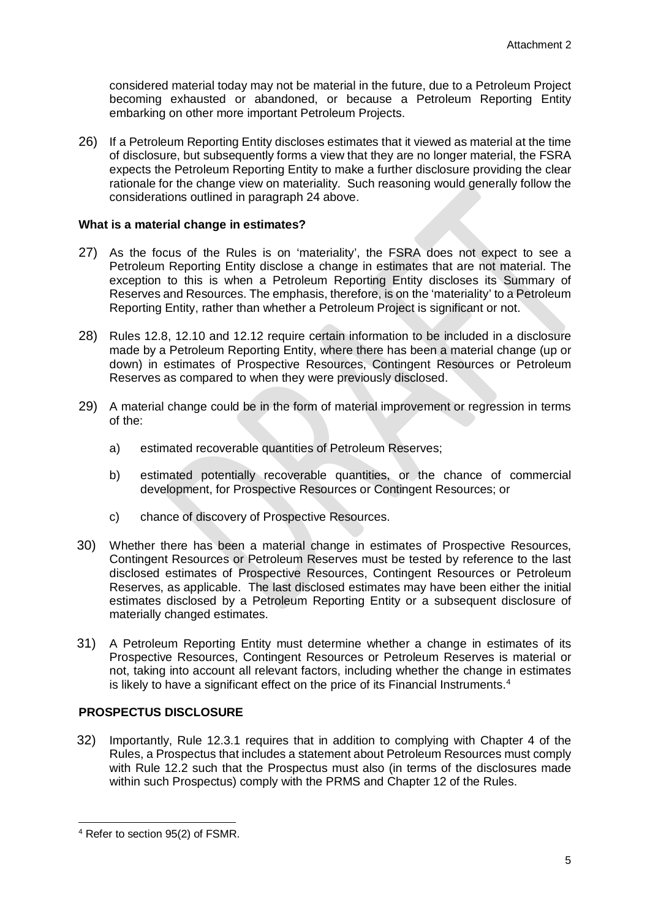considered material today may not be material in the future, due to a Petroleum Project becoming exhausted or abandoned, or because a Petroleum Reporting Entity embarking on other more important Petroleum Projects.

26) If a Petroleum Reporting Entity discloses estimates that it viewed as material at the time of disclosure, but subsequently forms a view that they are no longer material, the FSRA expects the Petroleum Reporting Entity to make a further disclosure providing the clear rationale for the change view on materiality. Such reasoning would generally follow the considerations outlined in paragraph 24 above.

**What is a material change in estimates?**

27) As the focus of the Rules is on 'materiality', the FSRA does not expect to see a Petroleum Reporting Entity disclose a change in estimates that are not material. The exception to this is when a Petroleum Reporting Entity discloses its Summary of Reserves and Resources. The emphasis, therefore, is on the 'materiality' to a Petroleum Reporting Entity, rather than whether a Petroleum Project is significant or not.

28) Rules 12.8, 12.10 and 12.12 require certain information to be included in a disclosure made by a Petroleum Reporting Entity, where there has been a material change (up or down) in estimates of Prospective Resources, Contingent Resources or Petroleum Reserves as compared to when they were previously disclosed.

29) A material change could be in the form of material improvement or regression in terms of the:

   a) estimated recoverable quantities of Petroleum Reserves;

   b) estimated potentially recoverable quantities, or the chance of commercial development, for Prospective Resources or Contingent Resources; or

   c) chance of discovery of Prospective Resources.

30) Whether there has been a material change in estimates of Prospective Resources, Contingent Resources or Petroleum Reserves must be tested by reference to the last disclosed estimates of Prospective Resources, Contingent Resources or Petroleum Reserves, as applicable. The last disclosed estimates may have been either the initial estimates disclosed by a Petroleum Reporting Entity or a subsequent disclosure of materially changed estimates.

31) A Petroleum Reporting Entity must determine whether a change in estimates of its Prospective Resources, Contingent Resources or Petroleum Reserves is material or not, taking into account all relevant factors, including whether the change in estimates is likely to have a significant effect on the price of its Financial Instruments.[4]

**PROSPECTUS DISCLOSURE**

32) Importantly, Rule 12.3.1 requires that in addition to complying with Chapter 4 of the Rules, a Prospectus that includes a statement about Petroleum Resources must comply with Rule 12.2 such that the Prospectus must also (in terms of the disclosures made within such Prospectus) comply with the PRMS and Chapter 12 of the Rules.

---

[4] Refer to section 95(2) of FSMR.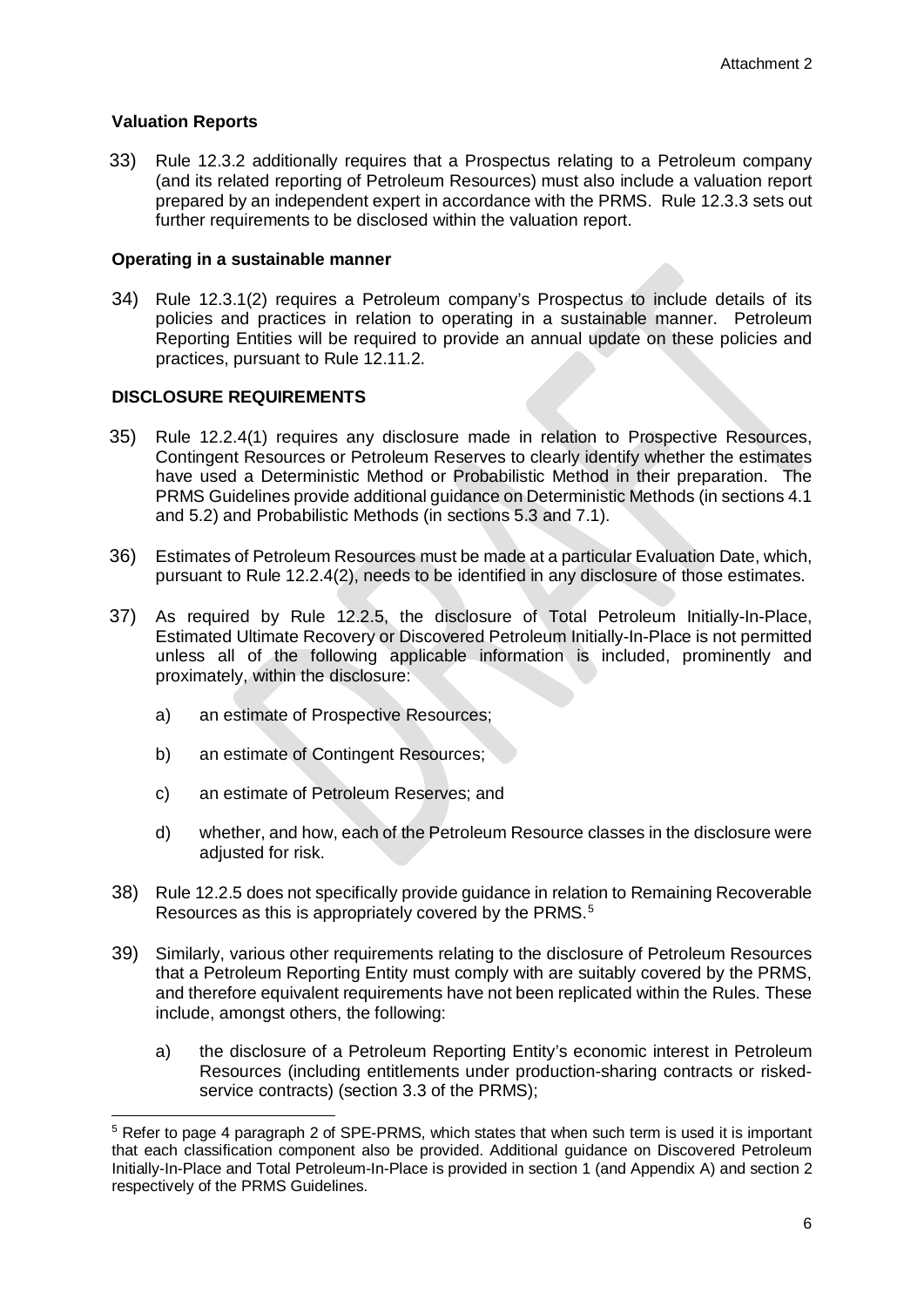**Valuation Reports**

33) Rule 12.3.2 additionally requires that a Prospectus relating to a Petroleum company (and its related reporting of Petroleum Resources) must also include a valuation report prepared by an independent expert in accordance with the PRMS. Rule 12.3.3 sets out further requirements to be disclosed within the valuation report.

**Operating in a sustainable manner**

34) Rule 12.3.1(2) requires a Petroleum company's Prospectus to include details of its policies and practices in relation to operating in a sustainable manner. Petroleum Reporting Entities will be required to provide an annual update on these policies and practices, pursuant to Rule 12.11.2.

**DISCLOSURE REQUIREMENTS**

35) Rule 12.2.4(1) requires any disclosure made in relation to Prospective Resources, Contingent Resources or Petroleum Reserves to clearly identify whether the estimates have used a Deterministic Method or Probabilistic Method in their preparation. The PRMS Guidelines provide additional guidance on Deterministic Methods (in sections 4.1 and 5.2) and Probabilistic Methods (in sections 5.3 and 7.1).

36) Estimates of Petroleum Resources must be made at a particular Evaluation Date, which, pursuant to Rule 12.2.4(2), needs to be identified in any disclosure of those estimates.

37) As required by Rule 12.2.5, the disclosure of Total Petroleum Initially-In-Place, Estimated Ultimate Recovery or Discovered Petroleum Initially-In-Place is not permitted unless all of the following applicable information is included, prominently and proximately, within the disclosure:

    a) an estimate of Prospective Resources;

    b) an estimate of Contingent Resources;

    c) an estimate of Petroleum Reserves; and

    d) whether, and how, each of the Petroleum Resource classes in the disclosure were adjusted for risk.

38) Rule 12.2.5 does not specifically provide guidance in relation to Remaining Recoverable Resources as this is appropriately covered by the PRMS.[5]

39) Similarly, various other requirements relating to the disclosure of Petroleum Resources that a Petroleum Reporting Entity must comply with are suitably covered by the PRMS, and therefore equivalent requirements have not been replicated within the Rules. These include, amongst others, the following:

    a) the disclosure of a Petroleum Reporting Entity's economic interest in Petroleum Resources (including entitlements under production-sharing contracts or risked-service contracts) (section 3.3 of the PRMS);

[5] Refer to page 4 paragraph 2 of SPE-PRMS, which states that when such term is used it is important that each classification component also be provided. Additional guidance on Discovered Petroleum Initially-In-Place and Total Petroleum-In-Place is provided in section 1 (and Appendix A) and section 2 respectively of the PRMS Guidelines.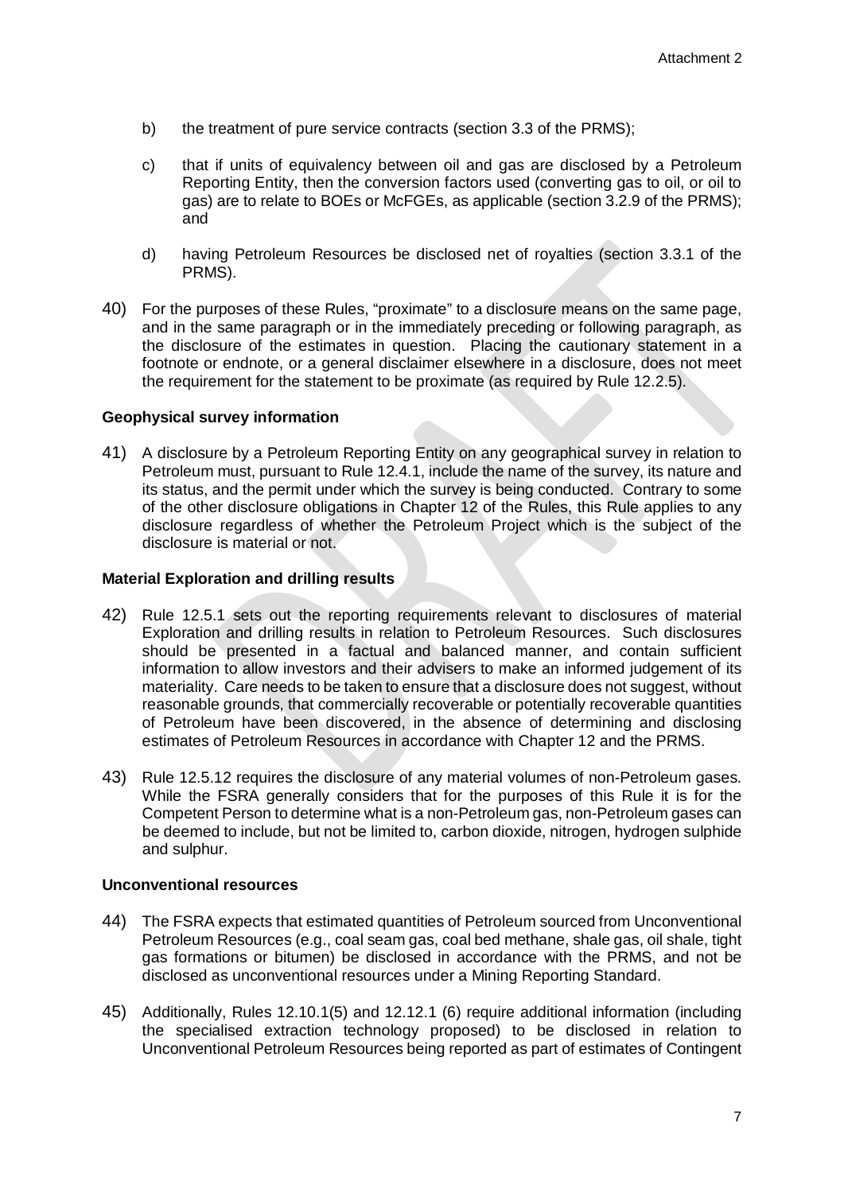b) the treatment of pure service contracts (section 3.3 of the PRMS);

c) that if units of equivalency between oil and gas are disclosed by a Petroleum Reporting Entity, then the conversion factors used (converting gas to oil, or oil to gas) are to relate to BOEs or McFGEs, as applicable (section 3.2.9 of the PRMS); and

d) having Petroleum Resources be disclosed net of royalties (section 3.3.1 of the PRMS).

40) For the purposes of these Rules, "proximate" to a disclosure means on the same page, and in the same paragraph or in the immediately preceding or following paragraph, as the disclosure of the estimates in question. Placing the cautionary statement in a footnote or endnote, or a general disclaimer elsewhere in a disclosure, does not meet the requirement for the statement to be proximate (as required by Rule 12.2.5).

**Geophysical survey information**

41) A disclosure by a Petroleum Reporting Entity on any geographical survey in relation to Petroleum must, pursuant to Rule 12.4.1, include the name of the survey, its nature and its status, and the permit under which the survey is being conducted. Contrary to some of the other disclosure obligations in Chapter 12 of the Rules, this Rule applies to any disclosure regardless of whether the Petroleum Project which is the subject of the disclosure is material or not.

**Material Exploration and drilling results**

42) Rule 12.5.1 sets out the reporting requirements relevant to disclosures of material Exploration and drilling results in relation to Petroleum Resources. Such disclosures should be presented in a factual and balanced manner, and contain sufficient information to allow investors and their advisers to make an informed judgement of its materiality. Care needs to be taken to ensure that a disclosure does not suggest, without reasonable grounds, that commercially recoverable or potentially recoverable quantities of Petroleum have been discovered, in the absence of determining and disclosing estimates of Petroleum Resources in accordance with Chapter 12 and the PRMS.

43) Rule 12.5.12 requires the disclosure of any material volumes of non-Petroleum gases. While the FSRA generally considers that for the purposes of this Rule it is for the Competent Person to determine what is a non-Petroleum gas, non-Petroleum gases can be deemed to include, but not be limited to, carbon dioxide, nitrogen, hydrogen sulphide and sulphur.

**Unconventional resources**

44) The FSRA expects that estimated quantities of Petroleum sourced from Unconventional Petroleum Resources (e.g., coal seam gas, coal bed methane, shale gas, oil shale, tight gas formations or bitumen) be disclosed in accordance with the PRMS, and not be disclosed as unconventional resources under a Mining Reporting Standard.

45) Additionally, Rules 12.10.1(5) and 12.12.1 (6) require additional information (including the specialised extraction technology proposed) to be disclosed in relation to Unconventional Petroleum Resources being reported as part of estimates of Contingent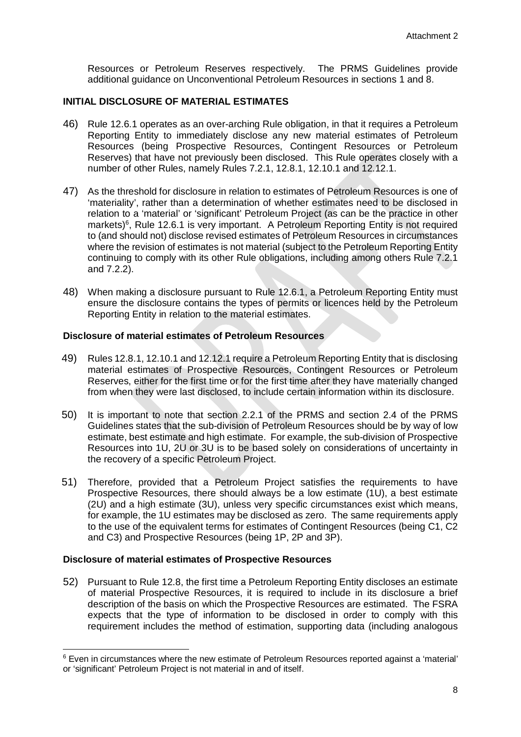Resources or Petroleum Reserves respectively. The PRMS Guidelines provide additional guidance on Unconventional Petroleum Resources in sections 1 and 8.

## INITIAL DISCLOSURE OF MATERIAL ESTIMATES

46) Rule 12.6.1 operates as an over-arching Rule obligation, in that it requires a Petroleum Reporting Entity to immediately disclose any new material estimates of Petroleum Resources (being Prospective Resources, Contingent Resources or Petroleum Reserves) that have not previously been disclosed. This Rule operates closely with a number of other Rules, namely Rules 7.2.1, 12.8.1, 12.10.1 and 12.12.1.

47) As the threshold for disclosure in relation to estimates of Petroleum Resources is one of 'materiality', rather than a determination of whether estimates need to be disclosed in relation to a 'material' or 'significant' Petroleum Project (as can be the practice in other markets)[6], Rule 12.6.1 is very important. A Petroleum Reporting Entity is not required to (and should not) disclose revised estimates of Petroleum Resources in circumstances where the revision of estimates is not material (subject to the Petroleum Reporting Entity continuing to comply with its other Rule obligations, including among others Rule 7.2.1 and 7.2.2).

48) When making a disclosure pursuant to Rule 12.6.1, a Petroleum Reporting Entity must ensure the disclosure contains the types of permits or licences held by the Petroleum Reporting Entity in relation to the material estimates.

### Disclosure of material estimates of Petroleum Resources

49) Rules 12.8.1, 12.10.1 and 12.12.1 require a Petroleum Reporting Entity that is disclosing material estimates of Prospective Resources, Contingent Resources or Petroleum Reserves, either for the first time or for the first time after they have materially changed from when they were last disclosed, to include certain information within its disclosure.

50) It is important to note that section 2.2.1 of the PRMS and section 2.4 of the PRMS Guidelines states that the sub-division of Petroleum Resources should be by way of low estimate, best estimate and high estimate. For example, the sub-division of Prospective Resources into 1U, 2U or 3U is to be based solely on considerations of uncertainty in the recovery of a specific Petroleum Project.

51) Therefore, provided that a Petroleum Project satisfies the requirements to have Prospective Resources, there should always be a low estimate (1U), a best estimate (2U) and a high estimate (3U), unless very specific circumstances exist which means, for example, the 1U estimates may be disclosed as zero. The same requirements apply to the use of the equivalent terms for estimates of Contingent Resources (being C1, C2 and C3) and Prospective Resources (being 1P, 2P and 3P).

### Disclosure of material estimates of Prospective Resources

52) Pursuant to Rule 12.8, the first time a Petroleum Reporting Entity discloses an estimate of material Prospective Resources, it is required to include in its disclosure a brief description of the basis on which the Prospective Resources are estimated. The FSRA expects that the type of information to be disclosed in order to comply with this requirement includes the method of estimation, supporting data (including analogous

---

[6] Even in circumstances where the new estimate of Petroleum Resources reported against a 'material' or 'significant' Petroleum Project is not material in and of itself.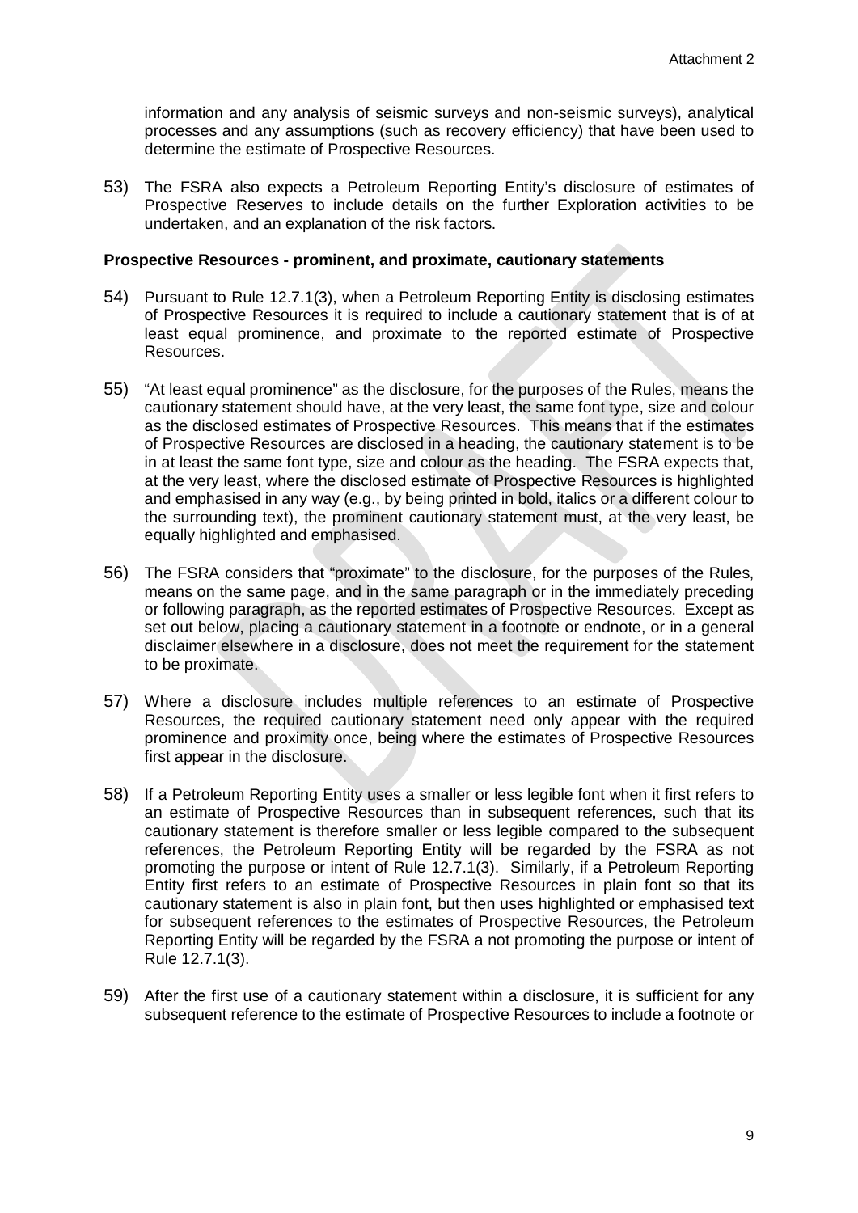information and any analysis of seismic surveys and non-seismic surveys), analytical processes and any assumptions (such as recovery efficiency) that have been used to determine the estimate of Prospective Resources.

53) The FSRA also expects a Petroleum Reporting Entity's disclosure of estimates of Prospective Reserves to include details on the further Exploration activities to be undertaken, and an explanation of the risk factors.

**Prospective Resources - prominent, and proximate, cautionary statements**

54) Pursuant to Rule 12.7.1(3), when a Petroleum Reporting Entity is disclosing estimates of Prospective Resources it is required to include a cautionary statement that is of at least equal prominence, and proximate to the reported estimate of Prospective Resources.

55) "At least equal prominence" as the disclosure, for the purposes of the Rules, means the cautionary statement should have, at the very least, the same font type, size and colour as the disclosed estimates of Prospective Resources. This means that if the estimates of Prospective Resources are disclosed in a heading, the cautionary statement is to be in at least the same font type, size and colour as the heading. The FSRA expects that, at the very least, where the disclosed estimate of Prospective Resources is highlighted and emphasised in any way (e.g., by being printed in bold, italics or a different colour to the surrounding text), the prominent cautionary statement must, at the very least, be equally highlighted and emphasised.

56) The FSRA considers that "proximate" to the disclosure, for the purposes of the Rules, means on the same page, and in the same paragraph or in the immediately preceding or following paragraph, as the reported estimates of Prospective Resources. Except as set out below, placing a cautionary statement in a footnote or endnote, or in a general disclaimer elsewhere in a disclosure, does not meet the requirement for the statement to be proximate.

57) Where a disclosure includes multiple references to an estimate of Prospective Resources, the required cautionary statement need only appear with the required prominence and proximity once, being where the estimates of Prospective Resources first appear in the disclosure.

58) If a Petroleum Reporting Entity uses a smaller or less legible font when it first refers to an estimate of Prospective Resources than in subsequent references, such that its cautionary statement is therefore smaller or less legible compared to the subsequent references, the Petroleum Reporting Entity will be regarded by the FSRA as not promoting the purpose or intent of Rule 12.7.1(3). Similarly, if a Petroleum Reporting Entity first refers to an estimate of Prospective Resources in plain font so that its cautionary statement is also in plain font, but then uses highlighted or emphasised text for subsequent references to the estimates of Prospective Resources, the Petroleum Reporting Entity will be regarded by the FSRA a not promoting the purpose or intent of Rule 12.7.1(3).

59) After the first use of a cautionary statement within a disclosure, it is sufficient for any subsequent reference to the estimate of Prospective Resources to include a footnote or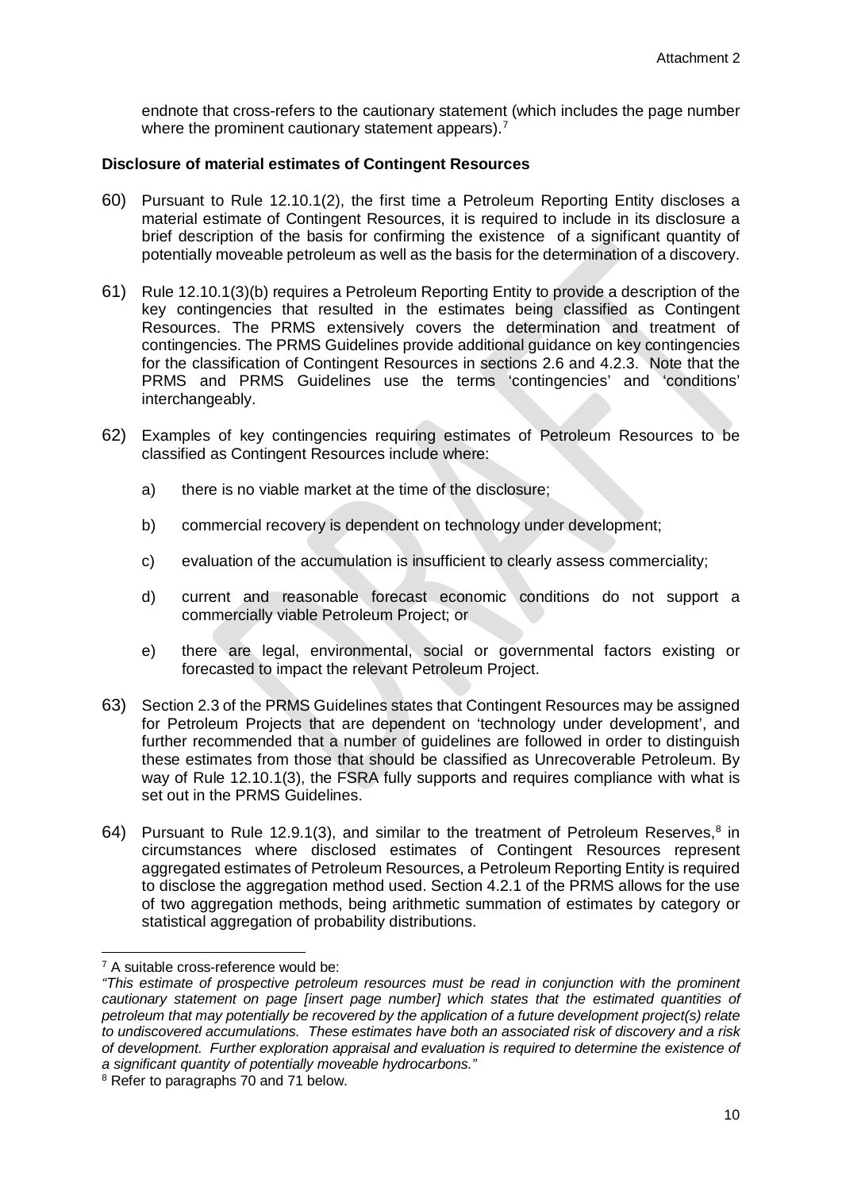endnote that cross-refers to the cautionary statement (which includes the page number where the prominent cautionary statement appears).[7]

**Disclosure of material estimates of Contingent Resources**

60) Pursuant to Rule 12.10.1(2), the first time a Petroleum Reporting Entity discloses a material estimate of Contingent Resources, it is required to include in its disclosure a brief description of the basis for confirming the existence of a significant quantity of potentially moveable petroleum as well as the basis for the determination of a discovery.

61) Rule 12.10.1(3)(b) requires a Petroleum Reporting Entity to provide a description of the key contingencies that resulted in the estimates being classified as Contingent Resources. The PRMS extensively covers the determination and treatment of contingencies. The PRMS Guidelines provide additional guidance on key contingencies for the classification of Contingent Resources in sections 2.6 and 4.2.3. Note that the PRMS and PRMS Guidelines use the terms 'contingencies' and 'conditions' interchangeably.

62) Examples of key contingencies requiring estimates of Petroleum Resources to be classified as Contingent Resources include where:

   a) there is no viable market at the time of the disclosure;

   b) commercial recovery is dependent on technology under development;

   c) evaluation of the accumulation is insufficient to clearly assess commerciality;

   d) current and reasonable forecast economic conditions do not support a commercially viable Petroleum Project; or

   e) there are legal, environmental, social or governmental factors existing or forecasted to impact the relevant Petroleum Project.

63) Section 2.3 of the PRMS Guidelines states that Contingent Resources may be assigned for Petroleum Projects that are dependent on 'technology under development', and further recommended that a number of guidelines are followed in order to distinguish these estimates from those that should be classified as Unrecoverable Petroleum. By way of Rule 12.10.1(3), the FSRA fully supports and requires compliance with what is set out in the PRMS Guidelines.

64) Pursuant to Rule 12.9.1(3), and similar to the treatment of Petroleum Reserves,[8] in circumstances where disclosed estimates of Contingent Resources represent aggregated estimates of Petroleum Resources, a Petroleum Reporting Entity is required to disclose the aggregation method used. Section 4.2.1 of the PRMS allows for the use of two aggregation methods, being arithmetic summation of estimates by category or statistical aggregation of probability distributions.

---

[7] A suitable cross-reference would be:
*"This estimate of prospective petroleum resources must be read in conjunction with the prominent cautionary statement on page [insert page number] which states that the estimated quantities of petroleum that may potentially be recovered by the application of a future development project(s) relate to undiscovered accumulations. These estimates have both an associated risk of discovery and a risk of development. Further exploration appraisal and evaluation is required to determine the existence of a significant quantity of potentially moveable hydrocarbons."*

[8] Refer to paragraphs 70 and 71 below.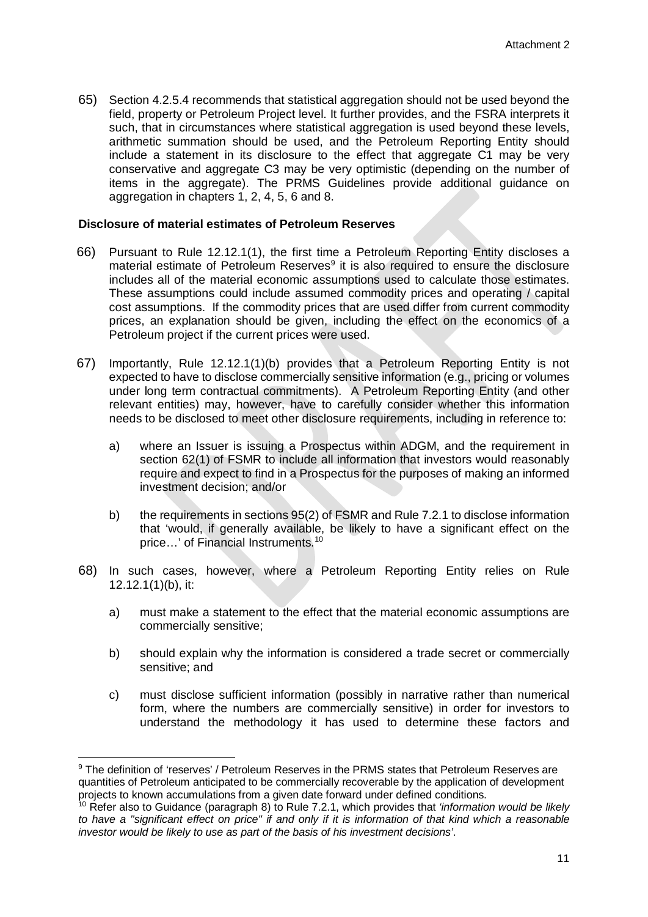65) Section 4.2.5.4 recommends that statistical aggregation should not be used beyond the field, property or Petroleum Project level. It further provides, and the FSRA interprets it such, that in circumstances where statistical aggregation is used beyond these levels, arithmetic summation should be used, and the Petroleum Reporting Entity should include a statement in its disclosure to the effect that aggregate C1 may be very conservative and aggregate C3 may be very optimistic (depending on the number of items in the aggregate). The PRMS Guidelines provide additional guidance on aggregation in chapters 1, 2, 4, 5, 6 and 8.

**Disclosure of material estimates of Petroleum Reserves**

66) Pursuant to Rule 12.12.1(1), the first time a Petroleum Reporting Entity discloses a material estimate of Petroleum Reserves[9] it is also required to ensure the disclosure includes all of the material economic assumptions used to calculate those estimates. These assumptions could include assumed commodity prices and operating / capital cost assumptions. If the commodity prices that are used differ from current commodity prices, an explanation should be given, including the effect on the economics of a Petroleum project if the current prices were used.

67) Importantly, Rule 12.12.1(1)(b) provides that a Petroleum Reporting Entity is not expected to have to disclose commercially sensitive information (e.g., pricing or volumes under long term contractual commitments). A Petroleum Reporting Entity (and other relevant entities) may, however, have to carefully consider whether this information needs to be disclosed to meet other disclosure requirements, including in reference to:

   a) where an Issuer is issuing a Prospectus within ADGM, and the requirement in section 62(1) of FSMR to include all information that investors would reasonably require and expect to find in a Prospectus for the purposes of making an informed investment decision; and/or

   b) the requirements in sections 95(2) of FSMR and Rule 7.2.1 to disclose information that 'would, if generally available, be likely to have a significant effect on the price…' of Financial Instruments.[10]

68) In such cases, however, where a Petroleum Reporting Entity relies on Rule 12.12.1(1)(b), it:

   a) must make a statement to the effect that the material economic assumptions are commercially sensitive;

   b) should explain why the information is considered a trade secret or commercially sensitive; and

   c) must disclose sufficient information (possibly in narrative rather than numerical form, where the numbers are commercially sensitive) in order for investors to understand the methodology it has used to determine these factors and

---

[9] The definition of 'reserves' / Petroleum Reserves in the PRMS states that Petroleum Reserves are quantities of Petroleum anticipated to be commercially recoverable by the application of development projects to known accumulations from a given date forward under defined conditions.

[10] Refer also to Guidance (paragraph 8) to Rule 7.2.1, which provides that *'information would be likely to have a "significant effect on price" if and only if it is information of that kind which a reasonable investor would be likely to use as part of the basis of his investment decisions'*.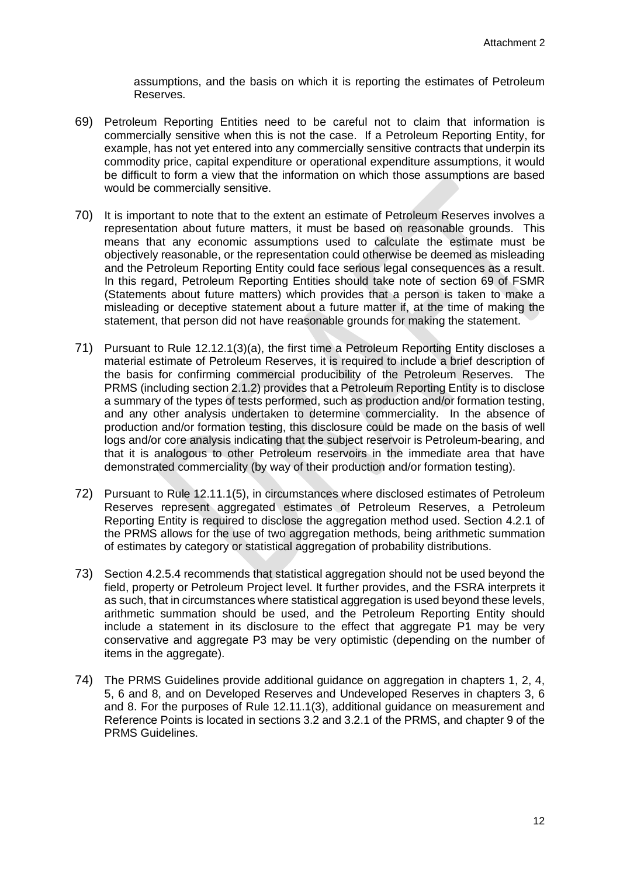assumptions, and the basis on which it is reporting the estimates of Petroleum Reserves.

69) Petroleum Reporting Entities need to be careful not to claim that information is commercially sensitive when this is not the case. If a Petroleum Reporting Entity, for example, has not yet entered into any commercially sensitive contracts that underpin its commodity price, capital expenditure or operational expenditure assumptions, it would be difficult to form a view that the information on which those assumptions are based would be commercially sensitive.

70) It is important to note that to the extent an estimate of Petroleum Reserves involves a representation about future matters, it must be based on reasonable grounds. This means that any economic assumptions used to calculate the estimate must be objectively reasonable, or the representation could otherwise be deemed as misleading and the Petroleum Reporting Entity could face serious legal consequences as a result. In this regard, Petroleum Reporting Entities should take note of section 69 of FSMR (Statements about future matters) which provides that a person is taken to make a misleading or deceptive statement about a future matter if, at the time of making the statement, that person did not have reasonable grounds for making the statement.

71) Pursuant to Rule 12.12.1(3)(a), the first time a Petroleum Reporting Entity discloses a material estimate of Petroleum Reserves, it is required to include a brief description of the basis for confirming commercial producibility of the Petroleum Reserves. The PRMS (including section 2.1.2) provides that a Petroleum Reporting Entity is to disclose a summary of the types of tests performed, such as production and/or formation testing, and any other analysis undertaken to determine commerciality. In the absence of production and/or formation testing, this disclosure could be made on the basis of well logs and/or core analysis indicating that the subject reservoir is Petroleum-bearing, and that it is analogous to other Petroleum reservoirs in the immediate area that have demonstrated commerciality (by way of their production and/or formation testing).

72) Pursuant to Rule 12.11.1(5), in circumstances where disclosed estimates of Petroleum Reserves represent aggregated estimates of Petroleum Reserves, a Petroleum Reporting Entity is required to disclose the aggregation method used. Section 4.2.1 of the PRMS allows for the use of two aggregation methods, being arithmetic summation of estimates by category or statistical aggregation of probability distributions.

73) Section 4.2.5.4 recommends that statistical aggregation should not be used beyond the field, property or Petroleum Project level. It further provides, and the FSRA interprets it as such, that in circumstances where statistical aggregation is used beyond these levels, arithmetic summation should be used, and the Petroleum Reporting Entity should include a statement in its disclosure to the effect that aggregate P1 may be very conservative and aggregate P3 may be very optimistic (depending on the number of items in the aggregate).

74) The PRMS Guidelines provide additional guidance on aggregation in chapters 1, 2, 4, 5, 6 and 8, and on Developed Reserves and Undeveloped Reserves in chapters 3, 6 and 8. For the purposes of Rule 12.11.1(3), additional guidance on measurement and Reference Points is located in sections 3.2 and 3.2.1 of the PRMS, and chapter 9 of the PRMS Guidelines.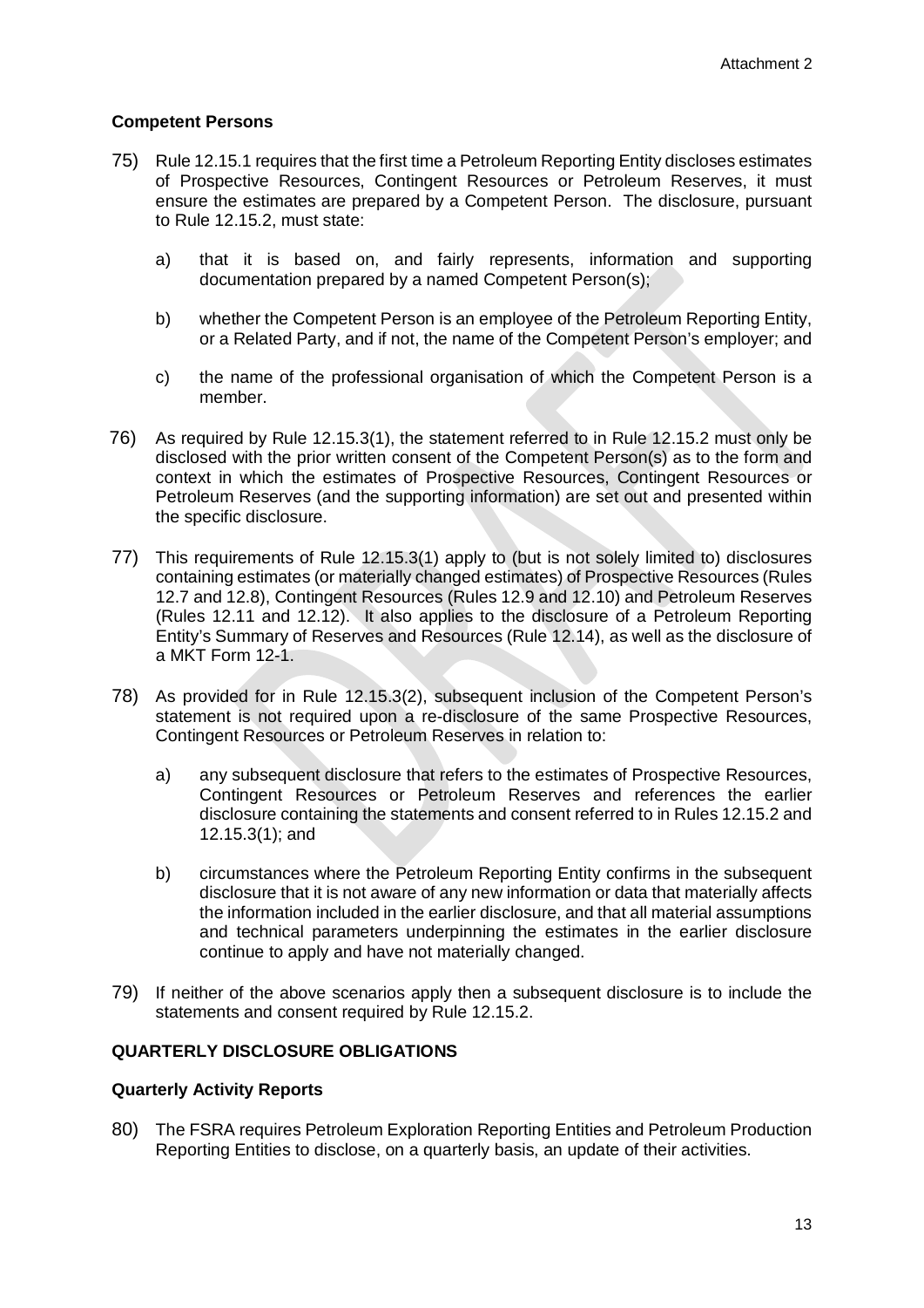### Competent Persons

75) Rule 12.15.1 requires that the first time a Petroleum Reporting Entity discloses estimates of Prospective Resources, Contingent Resources or Petroleum Reserves, it must ensure the estimates are prepared by a Competent Person. The disclosure, pursuant to Rule 12.15.2, must state:

   a) that it is based on, and fairly represents, information and supporting documentation prepared by a named Competent Person(s);

   b) whether the Competent Person is an employee of the Petroleum Reporting Entity, or a Related Party, and if not, the name of the Competent Person's employer; and

   c) the name of the professional organisation of which the Competent Person is a member.

76) As required by Rule 12.15.3(1), the statement referred to in Rule 12.15.2 must only be disclosed with the prior written consent of the Competent Person(s) as to the form and context in which the estimates of Prospective Resources, Contingent Resources or Petroleum Reserves (and the supporting information) are set out and presented within the specific disclosure.

77) This requirements of Rule 12.15.3(1) apply to (but is not solely limited to) disclosures containing estimates (or materially changed estimates) of Prospective Resources (Rules 12.7 and 12.8), Contingent Resources (Rules 12.9 and 12.10) and Petroleum Reserves (Rules 12.11 and 12.12). It also applies to the disclosure of a Petroleum Reporting Entity's Summary of Reserves and Resources (Rule 12.14), as well as the disclosure of a MKT Form 12-1.

78) As provided for in Rule 12.15.3(2), subsequent inclusion of the Competent Person's statement is not required upon a re-disclosure of the same Prospective Resources, Contingent Resources or Petroleum Reserves in relation to:

   a) any subsequent disclosure that refers to the estimates of Prospective Resources, Contingent Resources or Petroleum Reserves and references the earlier disclosure containing the statements and consent referred to in Rules 12.15.2 and 12.15.3(1); and

   b) circumstances where the Petroleum Reporting Entity confirms in the subsequent disclosure that it is not aware of any new information or data that materially affects the information included in the earlier disclosure, and that all material assumptions and technical parameters underpinning the estimates in the earlier disclosure continue to apply and have not materially changed.

79) If neither of the above scenarios apply then a subsequent disclosure is to include the statements and consent required by Rule 12.15.2.

## QUARTERLY DISCLOSURE OBLIGATIONS

### Quarterly Activity Reports

80) The FSRA requires Petroleum Exploration Reporting Entities and Petroleum Production Reporting Entities to disclose, on a quarterly basis, an update of their activities.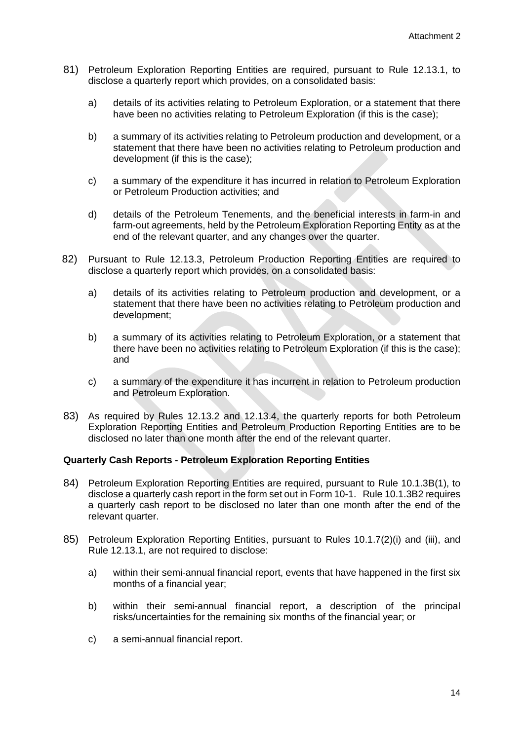81) Petroleum Exploration Reporting Entities are required, pursuant to Rule 12.13.1, to disclose a quarterly report which provides, on a consolidated basis:

    a) details of its activities relating to Petroleum Exploration, or a statement that there have been no activities relating to Petroleum Exploration (if this is the case);

    b) a summary of its activities relating to Petroleum production and development, or a statement that there have been no activities relating to Petroleum production and development (if this is the case);

    c) a summary of the expenditure it has incurred in relation to Petroleum Exploration or Petroleum Production activities; and

    d) details of the Petroleum Tenements, and the beneficial interests in farm-in and farm-out agreements, held by the Petroleum Exploration Reporting Entity as at the end of the relevant quarter, and any changes over the quarter.

82) Pursuant to Rule 12.13.3, Petroleum Production Reporting Entities are required to disclose a quarterly report which provides, on a consolidated basis:

    a) details of its activities relating to Petroleum production and development, or a statement that there have been no activities relating to Petroleum production and development;

    b) a summary of its activities relating to Petroleum Exploration, or a statement that there have been no activities relating to Petroleum Exploration (if this is the case); and

    c) a summary of the expenditure it has incurrent in relation to Petroleum production and Petroleum Exploration.

83) As required by Rules 12.13.2 and 12.13.4, the quarterly reports for both Petroleum Exploration Reporting Entities and Petroleum Production Reporting Entities are to be disclosed no later than one month after the end of the relevant quarter.

**Quarterly Cash Reports - Petroleum Exploration Reporting Entities**

84) Petroleum Exploration Reporting Entities are required, pursuant to Rule 10.1.3B(1), to disclose a quarterly cash report in the form set out in Form 10-1. Rule 10.1.3B2 requires a quarterly cash report to be disclosed no later than one month after the end of the relevant quarter.

85) Petroleum Exploration Reporting Entities, pursuant to Rules 10.1.7(2)(i) and (iii), and Rule 12.13.1, are not required to disclose:

    a) within their semi-annual financial report, events that have happened in the first six months of a financial year;

    b) within their semi-annual financial report, a description of the principal risks/uncertainties for the remaining six months of the financial year; or

    c) a semi-annual financial report.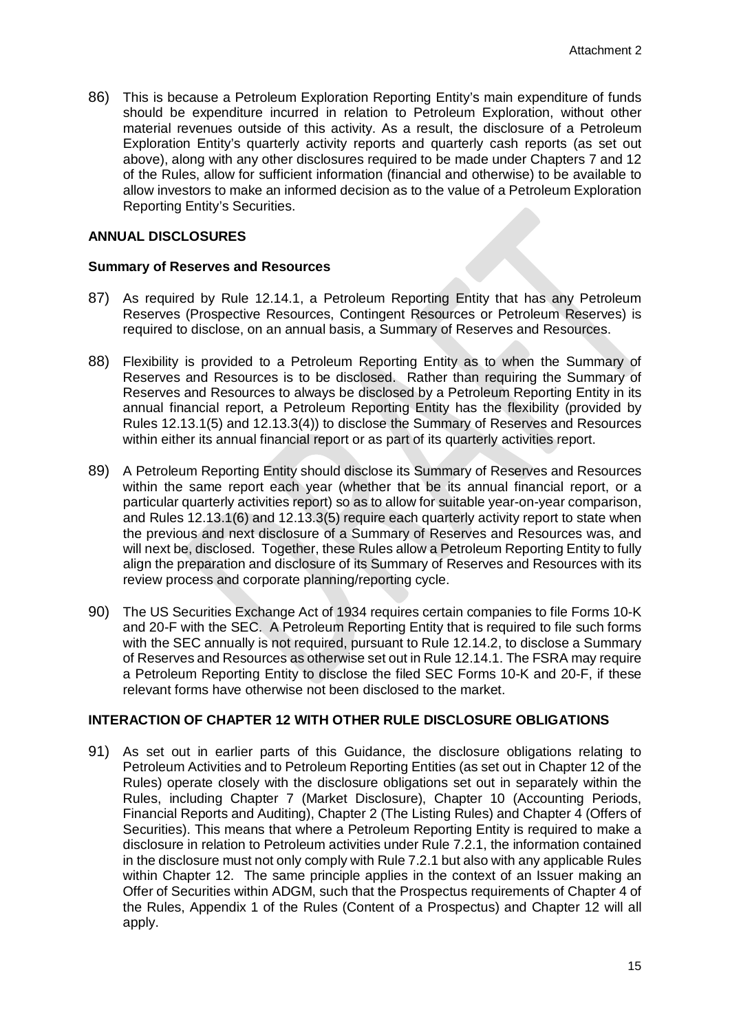86) This is because a Petroleum Exploration Reporting Entity's main expenditure of funds should be expenditure incurred in relation to Petroleum Exploration, without other material revenues outside of this activity. As a result, the disclosure of a Petroleum Exploration Entity's quarterly activity reports and quarterly cash reports (as set out above), along with any other disclosures required to be made under Chapters 7 and 12 of the Rules, allow for sufficient information (financial and otherwise) to be available to allow investors to make an informed decision as to the value of a Petroleum Exploration Reporting Entity's Securities.

## ANNUAL DISCLOSURES

### Summary of Reserves and Resources

87) As required by Rule 12.14.1, a Petroleum Reporting Entity that has any Petroleum Reserves (Prospective Resources, Contingent Resources or Petroleum Reserves) is required to disclose, on an annual basis, a Summary of Reserves and Resources.

88) Flexibility is provided to a Petroleum Reporting Entity as to when the Summary of Reserves and Resources is to be disclosed. Rather than requiring the Summary of Reserves and Resources to always be disclosed by a Petroleum Reporting Entity in its annual financial report, a Petroleum Reporting Entity has the flexibility (provided by Rules 12.13.1(5) and 12.13.3(4)) to disclose the Summary of Reserves and Resources within either its annual financial report or as part of its quarterly activities report.

89) A Petroleum Reporting Entity should disclose its Summary of Reserves and Resources within the same report each year (whether that be its annual financial report, or a particular quarterly activities report) so as to allow for suitable year-on-year comparison, and Rules 12.13.1(6) and 12.13.3(5) require each quarterly activity report to state when the previous and next disclosure of a Summary of Reserves and Resources was, and will next be, disclosed. Together, these Rules allow a Petroleum Reporting Entity to fully align the preparation and disclosure of its Summary of Reserves and Resources with its review process and corporate planning/reporting cycle.

90) The US Securities Exchange Act of 1934 requires certain companies to file Forms 10-K and 20-F with the SEC. A Petroleum Reporting Entity that is required to file such forms with the SEC annually is not required, pursuant to Rule 12.14.2, to disclose a Summary of Reserves and Resources as otherwise set out in Rule 12.14.1. The FSRA may require a Petroleum Reporting Entity to disclose the filed SEC Forms 10-K and 20-F, if these relevant forms have otherwise not been disclosed to the market.

## INTERACTION OF CHAPTER 12 WITH OTHER RULE DISCLOSURE OBLIGATIONS

91) As set out in earlier parts of this Guidance, the disclosure obligations relating to Petroleum Activities and to Petroleum Reporting Entities (as set out in Chapter 12 of the Rules) operate closely with the disclosure obligations set out in separately within the Rules, including Chapter 7 (Market Disclosure), Chapter 10 (Accounting Periods, Financial Reports and Auditing), Chapter 2 (The Listing Rules) and Chapter 4 (Offers of Securities). This means that where a Petroleum Reporting Entity is required to make a disclosure in relation to Petroleum activities under Rule 7.2.1, the information contained in the disclosure must not only comply with Rule 7.2.1 but also with any applicable Rules within Chapter 12. The same principle applies in the context of an Issuer making an Offer of Securities within ADGM, such that the Prospectus requirements of Chapter 4 of the Rules, Appendix 1 of the Rules (Content of a Prospectus) and Chapter 12 will all apply.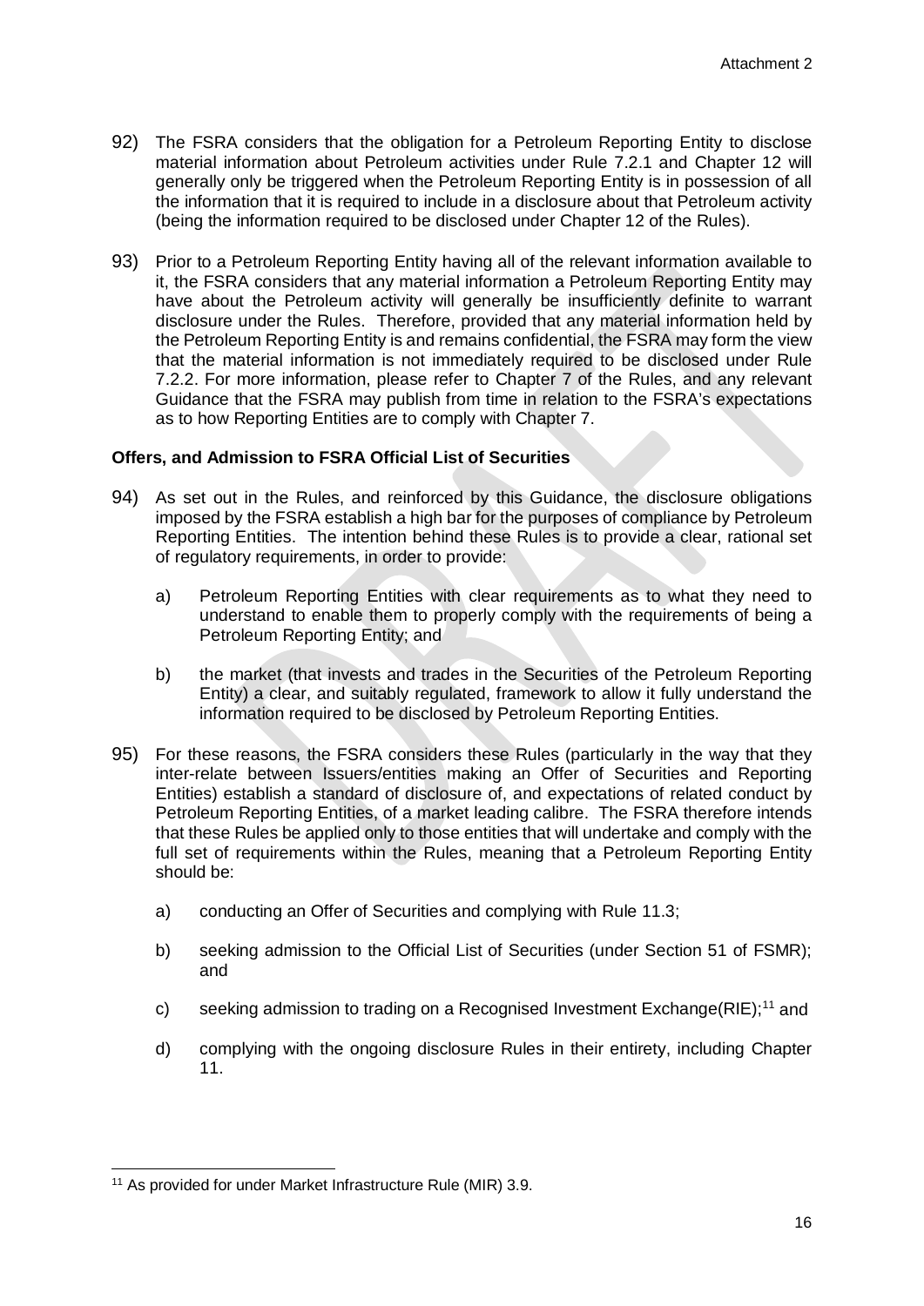92) The FSRA considers that the obligation for a Petroleum Reporting Entity to disclose material information about Petroleum activities under Rule 7.2.1 and Chapter 12 will generally only be triggered when the Petroleum Reporting Entity is in possession of all the information that it is required to include in a disclosure about that Petroleum activity (being the information required to be disclosed under Chapter 12 of the Rules).

93) Prior to a Petroleum Reporting Entity having all of the relevant information available to it, the FSRA considers that any material information a Petroleum Reporting Entity may have about the Petroleum activity will generally be insufficiently definite to warrant disclosure under the Rules. Therefore, provided that any material information held by the Petroleum Reporting Entity is and remains confidential, the FSRA may form the view that the material information is not immediately required to be disclosed under Rule 7.2.2. For more information, please refer to Chapter 7 of the Rules, and any relevant Guidance that the FSRA may publish from time in relation to the FSRA's expectations as to how Reporting Entities are to comply with Chapter 7.

**Offers, and Admission to FSRA Official List of Securities**

94) As set out in the Rules, and reinforced by this Guidance, the disclosure obligations imposed by the FSRA establish a high bar for the purposes of compliance by Petroleum Reporting Entities. The intention behind these Rules is to provide a clear, rational set of regulatory requirements, in order to provide:

   a) Petroleum Reporting Entities with clear requirements as to what they need to understand to enable them to properly comply with the requirements of being a Petroleum Reporting Entity; and

   b) the market (that invests and trades in the Securities of the Petroleum Reporting Entity) a clear, and suitably regulated, framework to allow it fully understand the information required to be disclosed by Petroleum Reporting Entities.

95) For these reasons, the FSRA considers these Rules (particularly in the way that they inter-relate between Issuers/entities making an Offer of Securities and Reporting Entities) establish a standard of disclosure of, and expectations of related conduct by Petroleum Reporting Entities, of a market leading calibre. The FSRA therefore intends that these Rules be applied only to those entities that will undertake and comply with the full set of requirements within the Rules, meaning that a Petroleum Reporting Entity should be:

   a) conducting an Offer of Securities and complying with Rule 11.3;

   b) seeking admission to the Official List of Securities (under Section 51 of FSMR); and

   c) seeking admission to trading on a Recognised Investment Exchange(RIE);[11] and

   d) complying with the ongoing disclosure Rules in their entirety, including Chapter 11.

---

[11] As provided for under Market Infrastructure Rule (MIR) 3.9.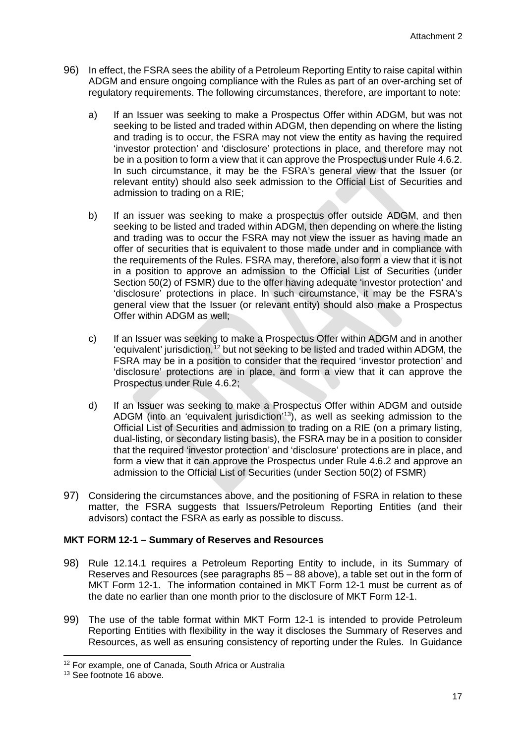96) In effect, the FSRA sees the ability of a Petroleum Reporting Entity to raise capital within ADGM and ensure ongoing compliance with the Rules as part of an over-arching set of regulatory requirements. The following circumstances, therefore, are important to note:

   a) If an Issuer was seeking to make a Prospectus Offer within ADGM, but was not seeking to be listed and traded within ADGM, then depending on where the listing and trading is to occur, the FSRA may not view the entity as having the required 'investor protection' and 'disclosure' protections in place, and therefore may not be in a position to form a view that it can approve the Prospectus under Rule 4.6.2. In such circumstance, it may be the FSRA's general view that the Issuer (or relevant entity) should also seek admission to the Official List of Securities and admission to trading on a RIE;

   b) If an issuer was seeking to make a prospectus offer outside ADGM, and then seeking to be listed and traded within ADGM, then depending on where the listing and trading was to occur the FSRA may not view the issuer as having made an offer of securities that is equivalent to those made under and in compliance with the requirements of the Rules. FSRA may, therefore, also form a view that it is not in a position to approve an admission to the Official List of Securities (under Section 50(2) of FSMR) due to the offer having adequate 'investor protection' and 'disclosure' protections in place. In such circumstance, it may be the FSRA's general view that the Issuer (or relevant entity) should also make a Prospectus Offer within ADGM as well;

   c) If an Issuer was seeking to make a Prospectus Offer within ADGM and in another 'equivalent' jurisdiction,[12] but not seeking to be listed and traded within ADGM, the FSRA may be in a position to consider that the required 'investor protection' and 'disclosure' protections are in place, and form a view that it can approve the Prospectus under Rule 4.6.2;

   d) If an Issuer was seeking to make a Prospectus Offer within ADGM and outside ADGM (into an 'equivalent jurisdiction'[13]), as well as seeking admission to the Official List of Securities and admission to trading on a RIE (on a primary listing, dual-listing, or secondary listing basis), the FSRA may be in a position to consider that the required 'investor protection' and 'disclosure' protections are in place, and form a view that it can approve the Prospectus under Rule 4.6.2 and approve an admission to the Official List of Securities (under Section 50(2) of FSMR)

97) Considering the circumstances above, and the positioning of FSRA in relation to these matter, the FSRA suggests that Issuers/Petroleum Reporting Entities (and their advisors) contact the FSRA as early as possible to discuss.

**MKT FORM 12-1 – Summary of Reserves and Resources**

98) Rule 12.14.1 requires a Petroleum Reporting Entity to include, in its Summary of Reserves and Resources (see paragraphs 85 – 88 above), a table set out in the form of MKT Form 12-1. The information contained in MKT Form 12-1 must be current as of the date no earlier than one month prior to the disclosure of MKT Form 12-1.

99) The use of the table format within MKT Form 12-1 is intended to provide Petroleum Reporting Entities with flexibility in the way it discloses the Summary of Reserves and Resources, as well as ensuring consistency of reporting under the Rules. In Guidance

---

[12] For example, one of Canada, South Africa or Australia

[13] See footnote 16 above.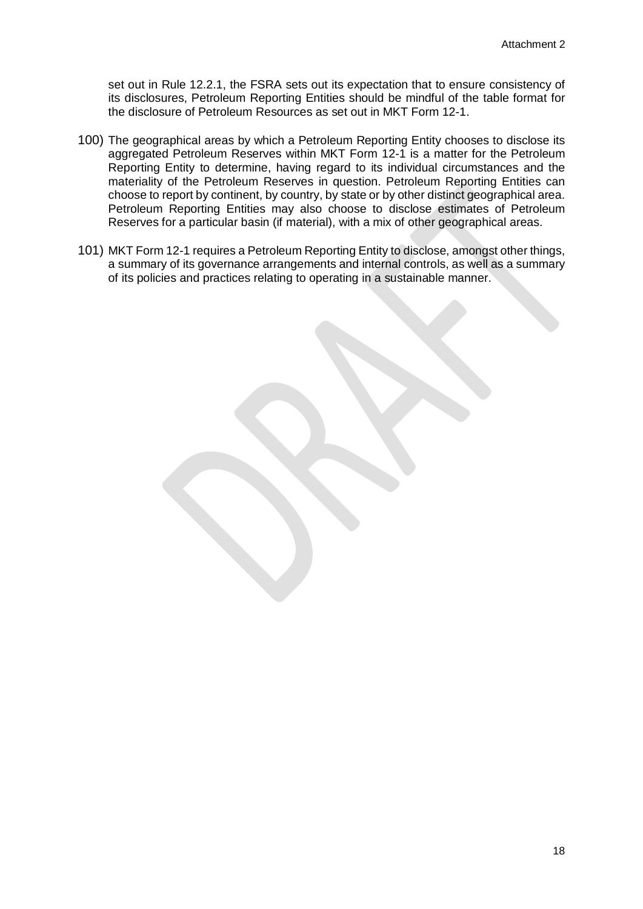set out in Rule 12.2.1, the FSRA sets out its expectation that to ensure consistency of its disclosures, Petroleum Reporting Entities should be mindful of the table format for the disclosure of Petroleum Resources as set out in MKT Form 12-1.

100) The geographical areas by which a Petroleum Reporting Entity chooses to disclose its aggregated Petroleum Reserves within MKT Form 12-1 is a matter for the Petroleum Reporting Entity to determine, having regard to its individual circumstances and the materiality of the Petroleum Reserves in question. Petroleum Reporting Entities can choose to report by continent, by country, by state or by other distinct geographical area. Petroleum Reporting Entities may also choose to disclose estimates of Petroleum Reserves for a particular basin (if material), with a mix of other geographical areas.

101) MKT Form 12-1 requires a Petroleum Reporting Entity to disclose, amongst other things, a summary of its governance arrangements and internal controls, as well as a summary of its policies and practices relating to operating in a sustainable manner.